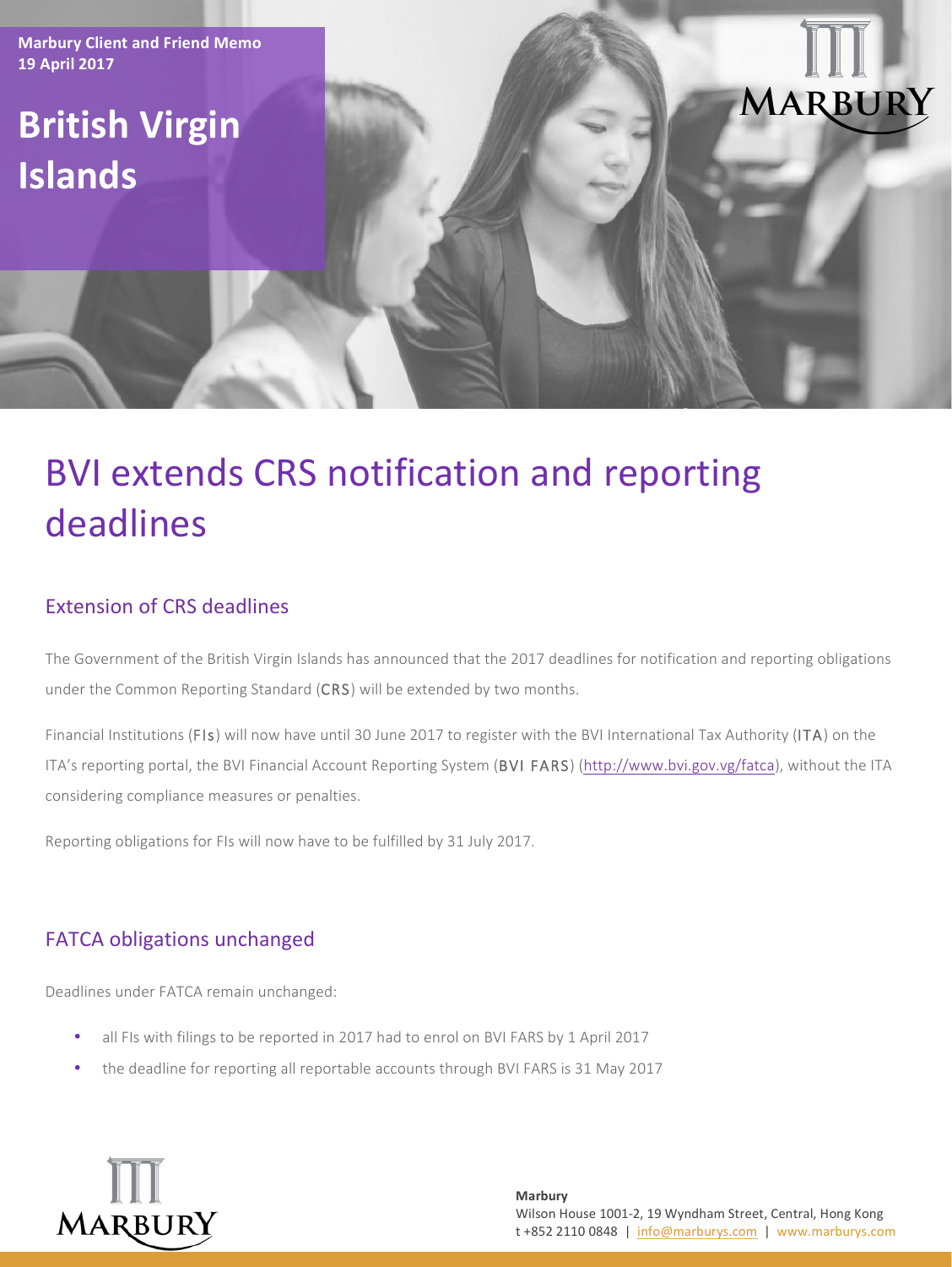**Marbury Client and Friend Memo**
**19 April 2017**

## British Virgin Islands

# BVI extends CRS notification and reporting deadlines

## Extension of CRS deadlines

The Government of the British Virgin Islands has announced that the 2017 deadlines for notification and reporting obligations under the Common Reporting Standard (CRS) will be extended by two months.

Financial Institutions (FIs) will now have until 30 June 2017 to register with the BVI International Tax Authority (ITA) on the ITA's reporting portal, the BVI Financial Account Reporting System (BVI FARS) (http://www.bvi.gov.vg/fatca), without the ITA considering compliance measures or penalties.

Reporting obligations for FIs will now have to be fulfilled by 31 July 2017.

## FATCA obligations unchanged

Deadlines under FATCA remain unchanged:

- all FIs with filings to be reported in 2017 had to enrol on BVI FARS by 1 April 2017
- the deadline for reporting all reportable accounts through BVI FARS is 31 May 2017

**Marbury**
Wilson House 1001-2, 19 Wyndham Street, Central, Hong Kong
t +852 2110 0848 | info@marburys.com | www.marburys.com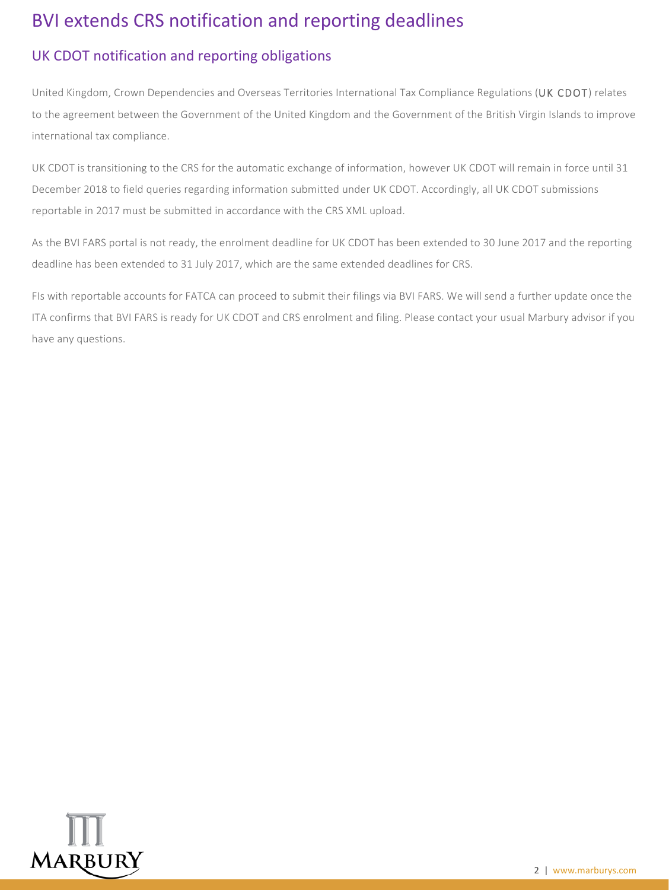# BVI extends CRS notification and reporting deadlines

## UK CDOT notification and reporting obligations

United Kingdom, Crown Dependencies and Overseas Territories International Tax Compliance Regulations (UK CDOT) relates to the agreement between the Government of the United Kingdom and the Government of the British Virgin Islands to improve international tax compliance.

UK CDOT is transitioning to the CRS for the automatic exchange of information, however UK CDOT will remain in force until 31 December 2018 to field queries regarding information submitted under UK CDOT. Accordingly, all UK CDOT submissions reportable in 2017 must be submitted in accordance with the CRS XML upload.

As the BVI FARS portal is not ready, the enrolment deadline for UK CDOT has been extended to 30 June 2017 and the reporting deadline has been extended to 31 July 2017, which are the same extended deadlines for CRS.

FIs with reportable accounts for FATCA can proceed to submit their filings via BVI FARS. We will send a further update once the ITA confirms that BVI FARS is ready for UK CDOT and CRS enrolment and filing. Please contact your usual Marbury advisor if you have any questions.